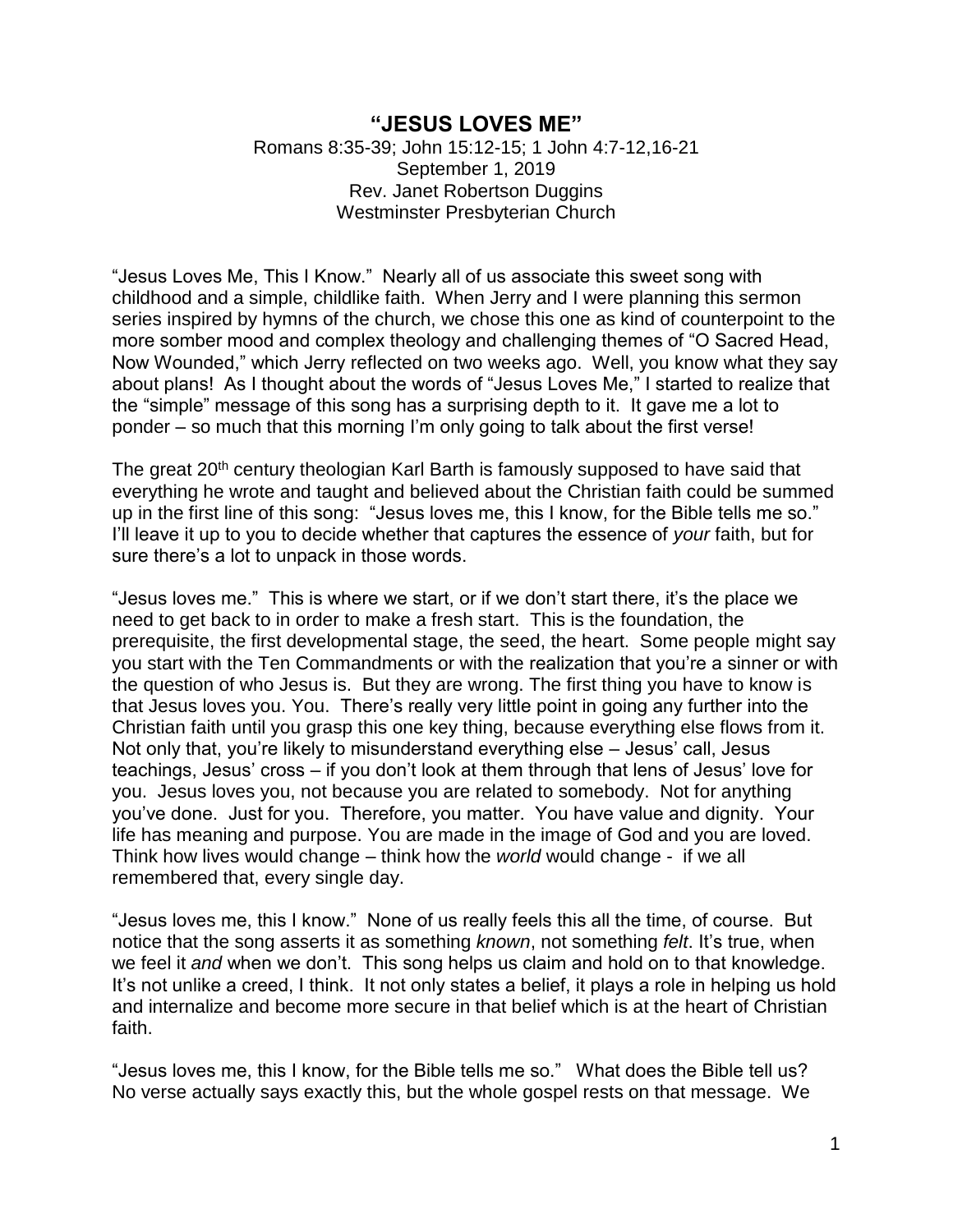# "JESUS LOVES ME"

Romans 8:35-39; John 15:12-15; 1 John 4:7-12,16-21
September 1, 2019
Rev. Janet Robertson Duggins
Westminster Presbyterian Church

"Jesus Loves Me, This I Know." Nearly all of us associate this sweet song with childhood and a simple, childlike faith. When Jerry and I were planning this sermon series inspired by hymns of the church, we chose this one as kind of counterpoint to the more somber mood and complex theology and challenging themes of "O Sacred Head, Now Wounded," which Jerry reflected on two weeks ago. Well, you know what they say about plans! As I thought about the words of "Jesus Loves Me," I started to realize that the "simple" message of this song has a surprising depth to it. It gave me a lot to ponder – so much that this morning I'm only going to talk about the first verse!

The great 20th century theologian Karl Barth is famously supposed to have said that everything he wrote and taught and believed about the Christian faith could be summed up in the first line of this song: "Jesus loves me, this I know, for the Bible tells me so." I'll leave it up to you to decide whether that captures the essence of *your* faith, but for sure there's a lot to unpack in those words.

"Jesus loves me." This is where we start, or if we don't start there, it's the place we need to get back to in order to make a fresh start. This is the foundation, the prerequisite, the first developmental stage, the seed, the heart. Some people might say you start with the Ten Commandments or with the realization that you're a sinner or with the question of who Jesus is. But they are wrong. The first thing you have to know is that Jesus loves you. You. There's really very little point in going any further into the Christian faith until you grasp this one key thing, because everything else flows from it. Not only that, you're likely to misunderstand everything else – Jesus' call, Jesus teachings, Jesus' cross – if you don't look at them through that lens of Jesus' love for you. Jesus loves you, not because you are related to somebody. Not for anything you've done. Just for you. Therefore, you matter. You have value and dignity. Your life has meaning and purpose. You are made in the image of God and you are loved. Think how lives would change – think how the *world* would change - if we all remembered that, every single day.

"Jesus loves me, this I know." None of us really feels this all the time, of course. But notice that the song asserts it as something *known*, not something *felt*. It's true, when we feel it *and* when we don't. This song helps us claim and hold on to that knowledge. It's not unlike a creed, I think. It not only states a belief, it plays a role in helping us hold and internalize and become more secure in that belief which is at the heart of Christian faith.

"Jesus loves me, this I know, for the Bible tells me so." What does the Bible tell us? No verse actually says exactly this, but the whole gospel rests on that message. We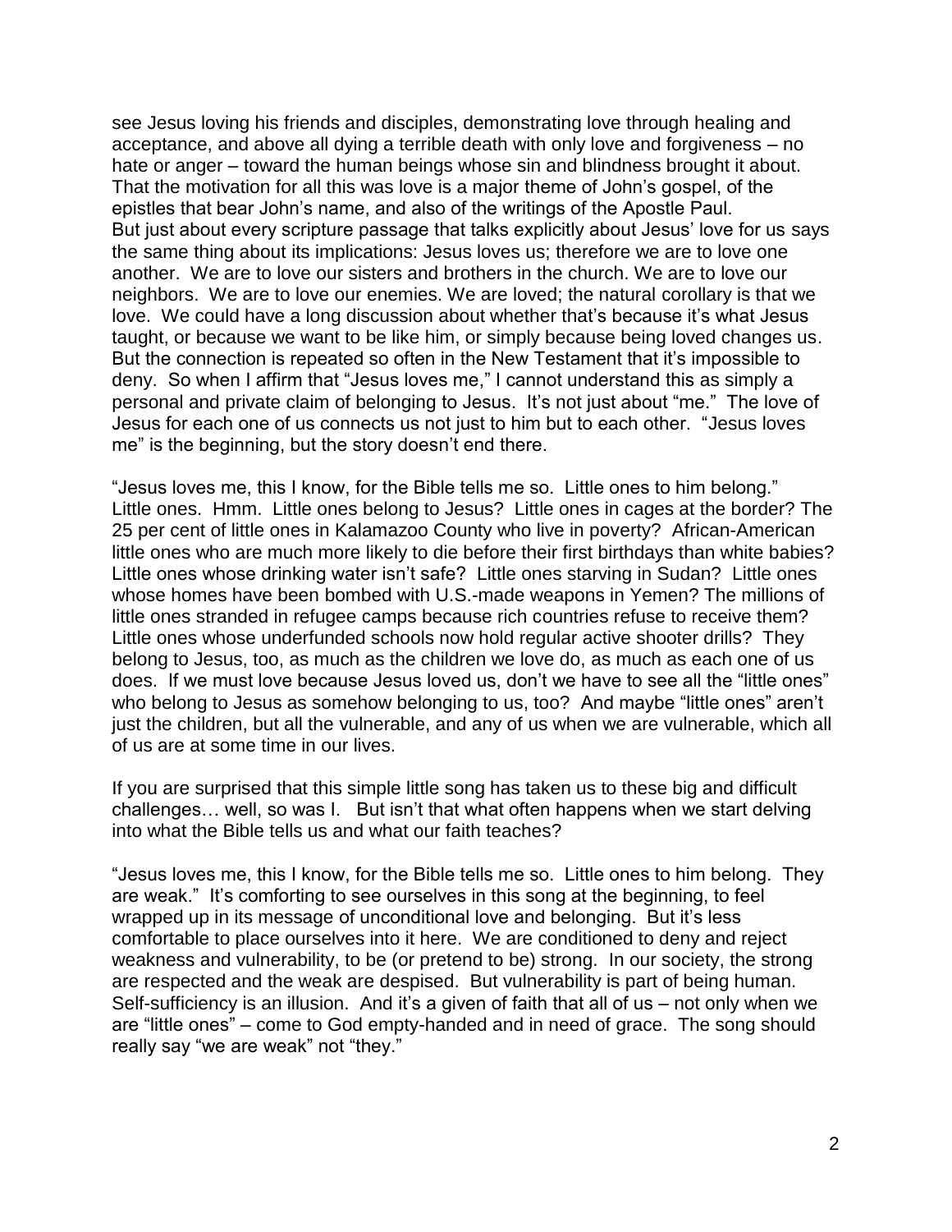see Jesus loving his friends and disciples, demonstrating love through healing and acceptance, and above all dying a terrible death with only love and forgiveness – no hate or anger – toward the human beings whose sin and blindness brought it about. That the motivation for all this was love is a major theme of John's gospel, of the epistles that bear John's name, and also of the writings of the Apostle Paul. But just about every scripture passage that talks explicitly about Jesus' love for us says the same thing about its implications: Jesus loves us; therefore we are to love one another. We are to love our sisters and brothers in the church. We are to love our neighbors. We are to love our enemies. We are loved; the natural corollary is that we love. We could have a long discussion about whether that's because it's what Jesus taught, or because we want to be like him, or simply because being loved changes us. But the connection is repeated so often in the New Testament that it's impossible to deny. So when I affirm that "Jesus loves me," I cannot understand this as simply a personal and private claim of belonging to Jesus. It's not just about "me." The love of Jesus for each one of us connects us not just to him but to each other. "Jesus loves me" is the beginning, but the story doesn't end there.

"Jesus loves me, this I know, for the Bible tells me so. Little ones to him belong." Little ones. Hmm. Little ones belong to Jesus? Little ones in cages at the border? The 25 per cent of little ones in Kalamazoo County who live in poverty? African-American little ones who are much more likely to die before their first birthdays than white babies? Little ones whose drinking water isn't safe? Little ones starving in Sudan? Little ones whose homes have been bombed with U.S.-made weapons in Yemen? The millions of little ones stranded in refugee camps because rich countries refuse to receive them? Little ones whose underfunded schools now hold regular active shooter drills? They belong to Jesus, too, as much as the children we love do, as much as each one of us does. If we must love because Jesus loved us, don't we have to see all the "little ones" who belong to Jesus as somehow belonging to us, too? And maybe "little ones" aren't just the children, but all the vulnerable, and any of us when we are vulnerable, which all of us are at some time in our lives.

If you are surprised that this simple little song has taken us to these big and difficult challenges… well, so was I. But isn't that what often happens when we start delving into what the Bible tells us and what our faith teaches?

"Jesus loves me, this I know, for the Bible tells me so. Little ones to him belong. They are weak." It's comforting to see ourselves in this song at the beginning, to feel wrapped up in its message of unconditional love and belonging. But it's less comfortable to place ourselves into it here. We are conditioned to deny and reject weakness and vulnerability, to be (or pretend to be) strong. In our society, the strong are respected and the weak are despised. But vulnerability is part of being human. Self-sufficiency is an illusion. And it's a given of faith that all of us – not only when we are "little ones" – come to God empty-handed and in need of grace. The song should really say "we are weak" not "they."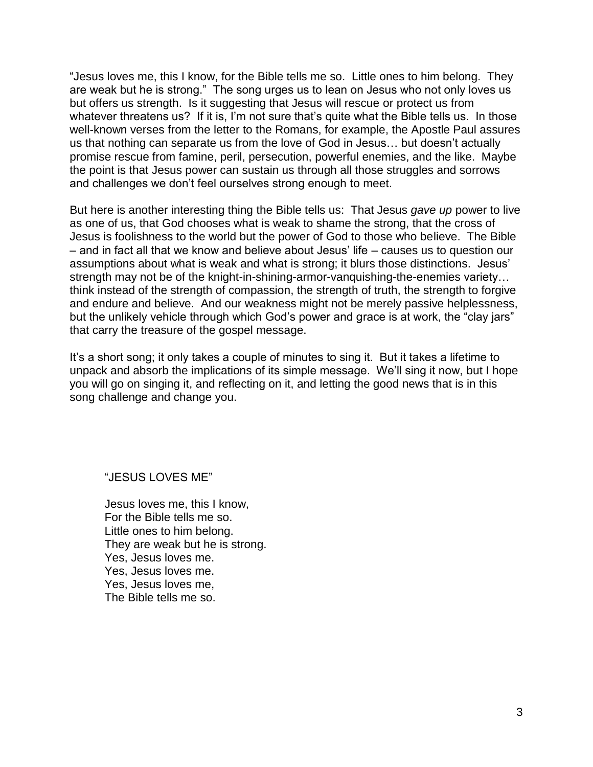"Jesus loves me, this I know, for the Bible tells me so. Little ones to him belong. They are weak but he is strong." The song urges us to lean on Jesus who not only loves us but offers us strength. Is it suggesting that Jesus will rescue or protect us from whatever threatens us? If it is, I'm not sure that's quite what the Bible tells us. In those well-known verses from the letter to the Romans, for example, the Apostle Paul assures us that nothing can separate us from the love of God in Jesus… but doesn't actually promise rescue from famine, peril, persecution, powerful enemies, and the like. Maybe the point is that Jesus power can sustain us through all those struggles and sorrows and challenges we don't feel ourselves strong enough to meet.

But here is another interesting thing the Bible tells us: That Jesus *gave up* power to live as one of us, that God chooses what is weak to shame the strong, that the cross of Jesus is foolishness to the world but the power of God to those who believe. The Bible – and in fact all that we know and believe about Jesus' life – causes us to question our assumptions about what is weak and what is strong; it blurs those distinctions. Jesus' strength may not be of the knight-in-shining-armor-vanquishing-the-enemies variety… think instead of the strength of compassion, the strength of truth, the strength to forgive and endure and believe. And our weakness might not be merely passive helplessness, but the unlikely vehicle through which God's power and grace is at work, the "clay jars" that carry the treasure of the gospel message.

It's a short song; it only takes a couple of minutes to sing it. But it takes a lifetime to unpack and absorb the implications of its simple message. We'll sing it now, but I hope you will go on singing it, and reflecting on it, and letting the good news that is in this song challenge and change you.

"JESUS LOVES ME"

Jesus loves me, this I know,
For the Bible tells me so.
Little ones to him belong.
They are weak but he is strong.
Yes, Jesus loves me.
Yes, Jesus loves me.
Yes, Jesus loves me,
The Bible tells me so.